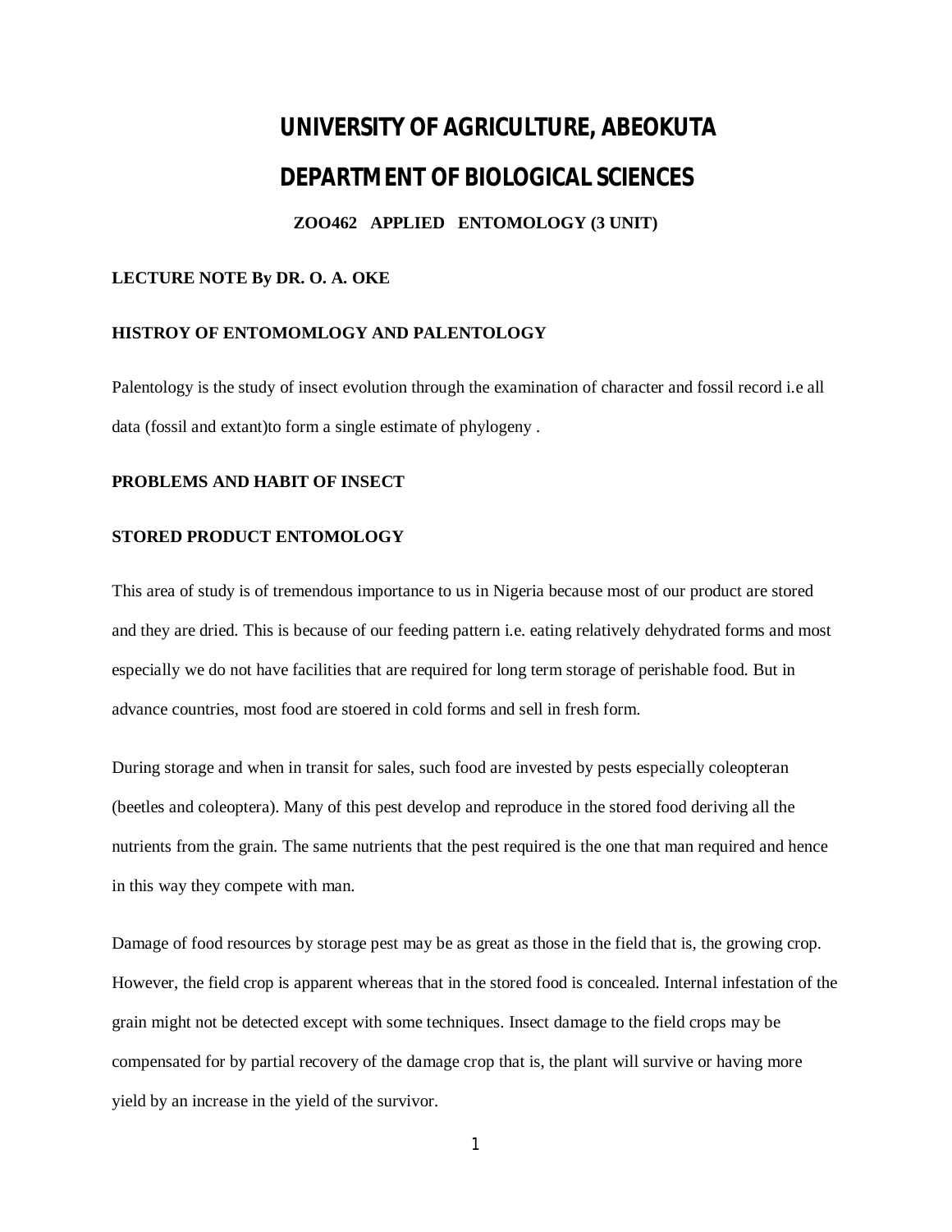# UNIVERSITY OF AGRICULTURE, ABEOKUTA

# DEPARTMENT OF BIOLOGICAL SCIENCES

**ZOO462 APPLIED ENTOMOLOGY (3 UNIT)**

**LECTURE NOTE By DR. O. A. OKE**

**HISTROY OF ENTOMOMLOGY AND PALENTOLOGY**

Palentology is the study of insect evolution through the examination of character and fossil record i.e all data (fossil and extant)to form a single estimate of phylogeny .

**PROBLEMS AND HABIT OF INSECT**

**STORED PRODUCT ENTOMOLOGY**

This area of study is of tremendous importance to us in Nigeria because most of our product are stored and they are dried. This is because of our feeding pattern i.e. eating relatively dehydrated forms and most especially we do not have facilities that are required for long term storage of perishable food. But in advance countries, most food are stoered in cold forms and sell in fresh form.

During storage and when in transit for sales, such food are invested by pests especially coleopteran (beetles and coleoptera). Many of this pest develop and reproduce in the stored food deriving all the nutrients from the grain. The same nutrients that the pest required is the one that man required and hence in this way they compete with man.

Damage of food resources by storage pest may be as great as those in the field that is, the growing crop. However, the field crop is apparent whereas that in the stored food is concealed. Internal infestation of the grain might not be detected except with some techniques. Insect damage to the field crops may be compensated for by partial recovery of the damage crop that is, the plant will survive or having more yield by an increase in the yield of the survivor.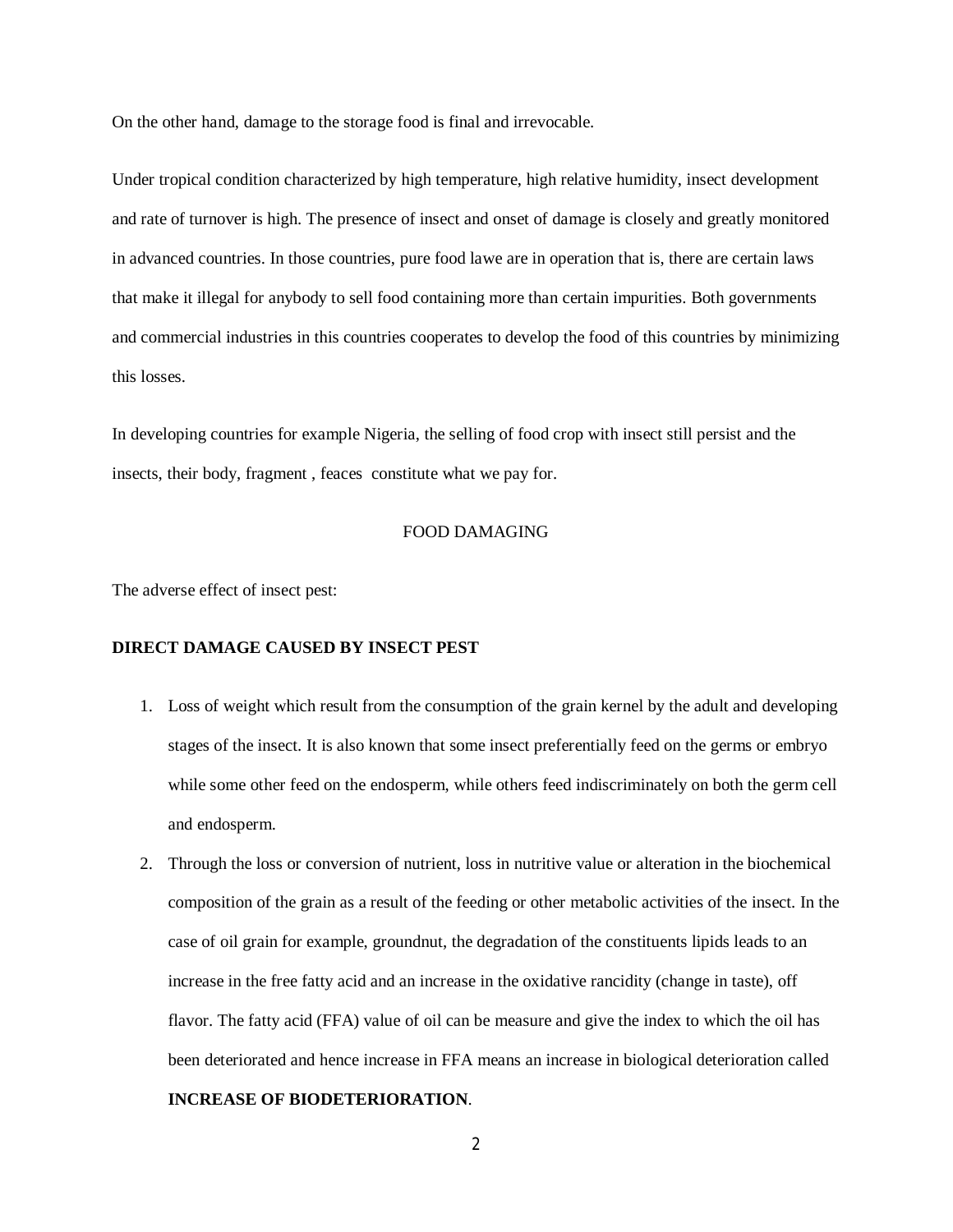On the other hand, damage to the storage food is final and irrevocable.

Under tropical condition characterized by high temperature, high relative humidity, insect development and rate of turnover is high. The presence of insect and onset of damage is closely and greatly monitored in advanced countries. In those countries, pure food lawe are in operation that is, there are certain laws that make it illegal for anybody to sell food containing more than certain impurities. Both governments and commercial industries in this countries cooperates to develop the food of this countries by minimizing this losses.

In developing countries for example Nigeria, the selling of food crop with insect still persist and the insects, their body, fragment , feaces constitute what we pay for.

## FOOD DAMAGING

The adverse effect of insect pest:

**DIRECT DAMAGE CAUSED BY INSECT PEST**

1. Loss of weight which result from the consumption of the grain kernel by the adult and developing stages of the insect. It is also known that some insect preferentially feed on the germs or embryo while some other feed on the endosperm, while others feed indiscriminately on both the germ cell and endosperm.
2. Through the loss or conversion of nutrient, loss in nutritive value or alteration in the biochemical composition of the grain as a result of the feeding or other metabolic activities of the insect. In the case of oil grain for example, groundnut, the degradation of the constituents lipids leads to an increase in the free fatty acid and an increase in the oxidative rancidity (change in taste), off flavor. The fatty acid (FFA) value of oil can be measure and give the index to which the oil has been deteriorated and hence increase in FFA means an increase in biological deterioration called **INCREASE OF BIODETERIORATION**.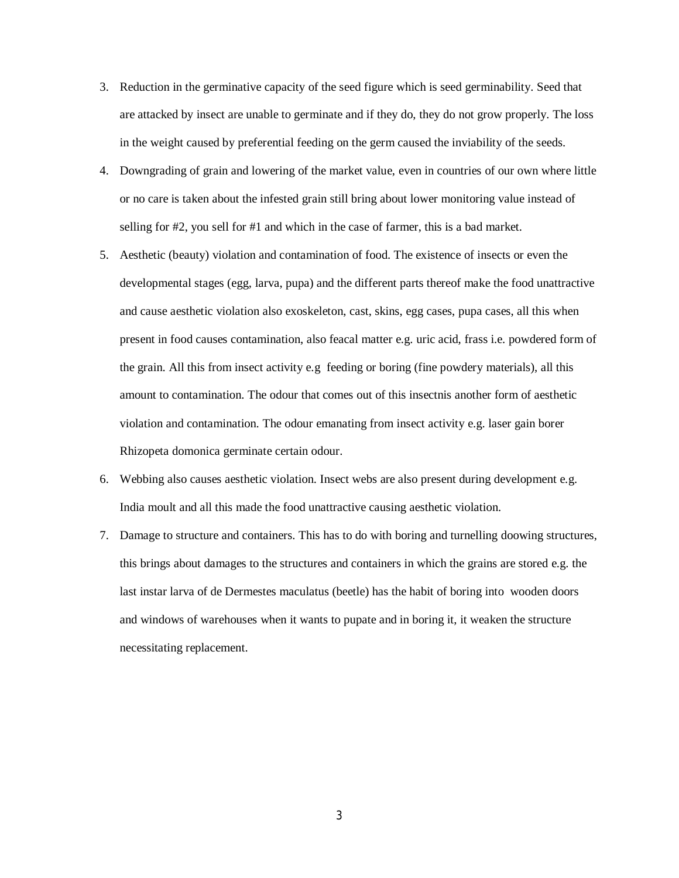3. Reduction in the germinative capacity of the seed figure which is seed germinability. Seed that are attacked by insect are unable to germinate and if they do, they do not grow properly. The loss in the weight caused by preferential feeding on the germ caused the inviability of the seeds.
4. Downgrading of grain and lowering of the market value, even in countries of our own where little or no care is taken about the infested grain still bring about lower monitoring value instead of selling for #2, you sell for #1 and which in the case of farmer, this is a bad market.
5. Aesthetic (beauty) violation and contamination of food. The existence of insects or even the developmental stages (egg, larva, pupa) and the different parts thereof make the food unattractive and cause aesthetic violation also exoskeleton, cast, skins, egg cases, pupa cases, all this when present in food causes contamination, also feacal matter e.g. uric acid, frass i.e. powdered form of the grain. All this from insect activity e.g feeding or boring (fine powdery materials), all this amount to contamination. The odour that comes out of this insectnis another form of aesthetic violation and contamination. The odour emanating from insect activity e.g. laser gain borer Rhizopeta domonica germinate certain odour.
6. Webbing also causes aesthetic violation. Insect webs are also present during development e.g. India moult and all this made the food unattractive causing aesthetic violation.
7. Damage to structure and containers. This has to do with boring and turnelling doowing structures, this brings about damages to the structures and containers in which the grains are stored e.g. the last instar larva of de Dermestes maculatus (beetle) has the habit of boring into wooden doors and windows of warehouses when it wants to pupate and in boring it, it weaken the structure necessitating replacement.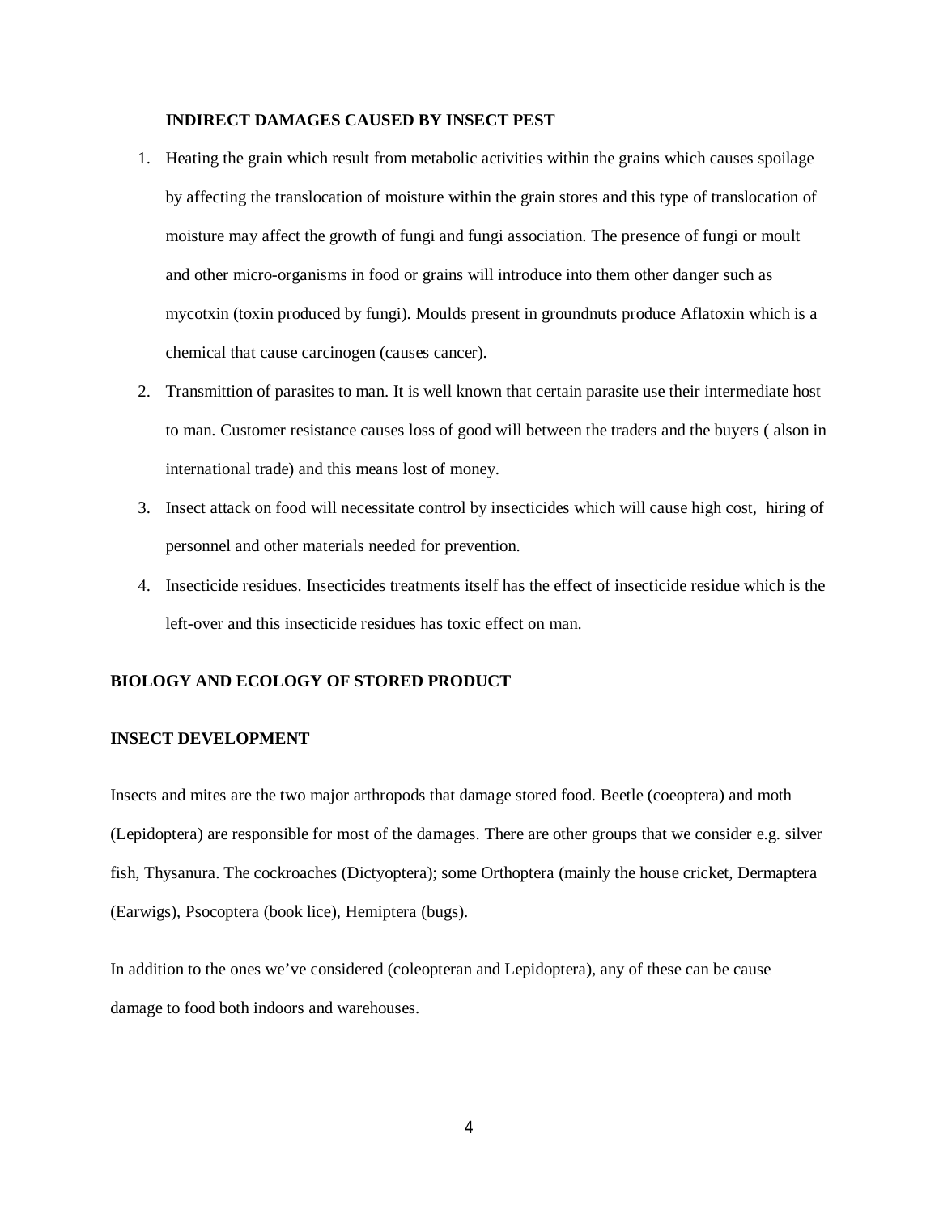**INDIRECT DAMAGES CAUSED BY INSECT PEST**

1. Heating the grain which result from metabolic activities within the grains which causes spoilage by affecting the translocation of moisture within the grain stores and this type of translocation of moisture may affect the growth of fungi and fungi association. The presence of fungi or moult and other micro-organisms in food or grains will introduce into them other danger such as mycotxin (toxin produced by fungi). Moulds present in groundnuts produce Aflatoxin which is a chemical that cause carcinogen (causes cancer).
2. Transmittion of parasites to man. It is well known that certain parasite use their intermediate host to man. Customer resistance causes loss of good will between the traders and the buyers ( alson in international trade) and this means lost of money.
3. Insect attack on food will necessitate control by insecticides which will cause high cost,  hiring of personnel and other materials needed for prevention.
4. Insecticide residues. Insecticides treatments itself has the effect of insecticide residue which is the left-over and this insecticide residues has toxic effect on man.

**BIOLOGY AND ECOLOGY OF STORED PRODUCT**

**INSECT DEVELOPMENT**

Insects and mites are the two major arthropods that damage stored food. Beetle (coeoptera) and moth (Lepidoptera) are responsible for most of the damages. There are other groups that we consider e.g. silver fish, Thysanura. The cockroaches (Dictyoptera); some Orthoptera (mainly the house cricket, Dermaptera (Earwigs), Psocoptera (book lice), Hemiptera (bugs).

In addition to the ones we've considered (coleopteran and Lepidoptera), any of these can be cause damage to food both indoors and warehouses.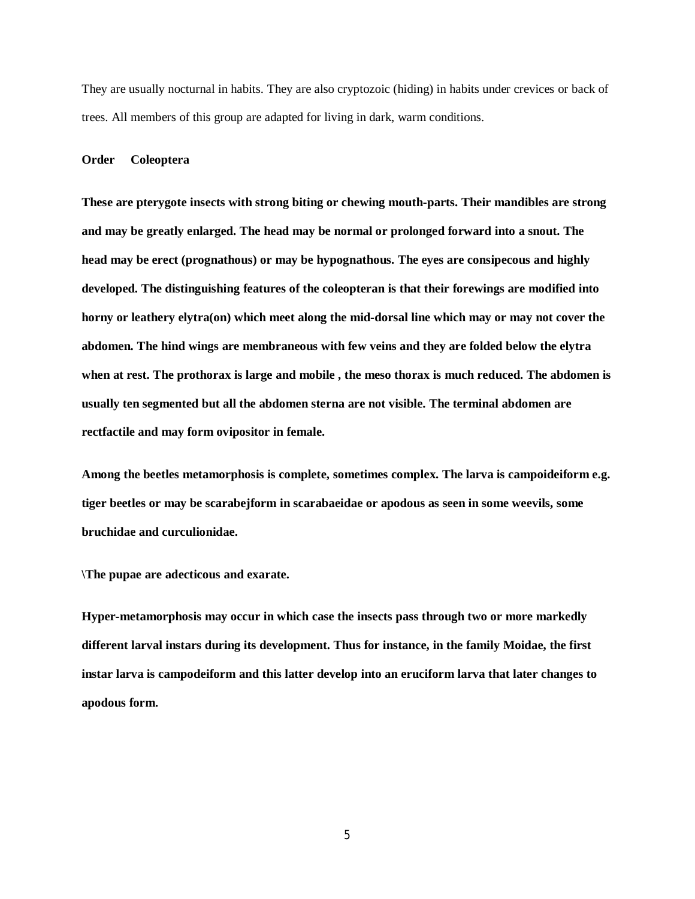They are usually nocturnal in habits. They are also cryptozoic (hiding) in habits under crevices or back of trees. All members of this group are adapted for living in dark, warm conditions.

**Order Coleoptera**

**These are pterygote insects with strong biting or chewing mouth-parts. Their mandibles are strong and may be greatly enlarged. The head may be normal or prolonged forward into a snout. The head may be erect (prognathous) or may be hypognathous. The eyes are consipecous and highly developed. The distinguishing features of the coleopteran is that their forewings are modified into horny or leathery elytra(on) which meet along the mid-dorsal line which may or may not cover the abdomen. The hind wings are membraneous with few veins and they are folded below the elytra when at rest. The prothorax is large and mobile , the meso thorax is much reduced. The abdomen is usually ten segmented but all the abdomen sterna are not visible. The terminal abdomen are rectfactile and may form ovipositor in female.**

**Among the beetles metamorphosis is complete, sometimes complex. The larva is campoideiform e.g. tiger beetles or may be scarabejform in scarabaeidae or apodous as seen in some weevils, some bruchidae and curculionidae.**

**\The pupae are adecticous and exarate.**

**Hyper-metamorphosis may occur in which case the insects pass through two or more markedly different larval instars during its development. Thus for instance, in the family Moidae, the first instar larva is campodeiform and this latter develop into an eruciform larva that later changes to apodous form.**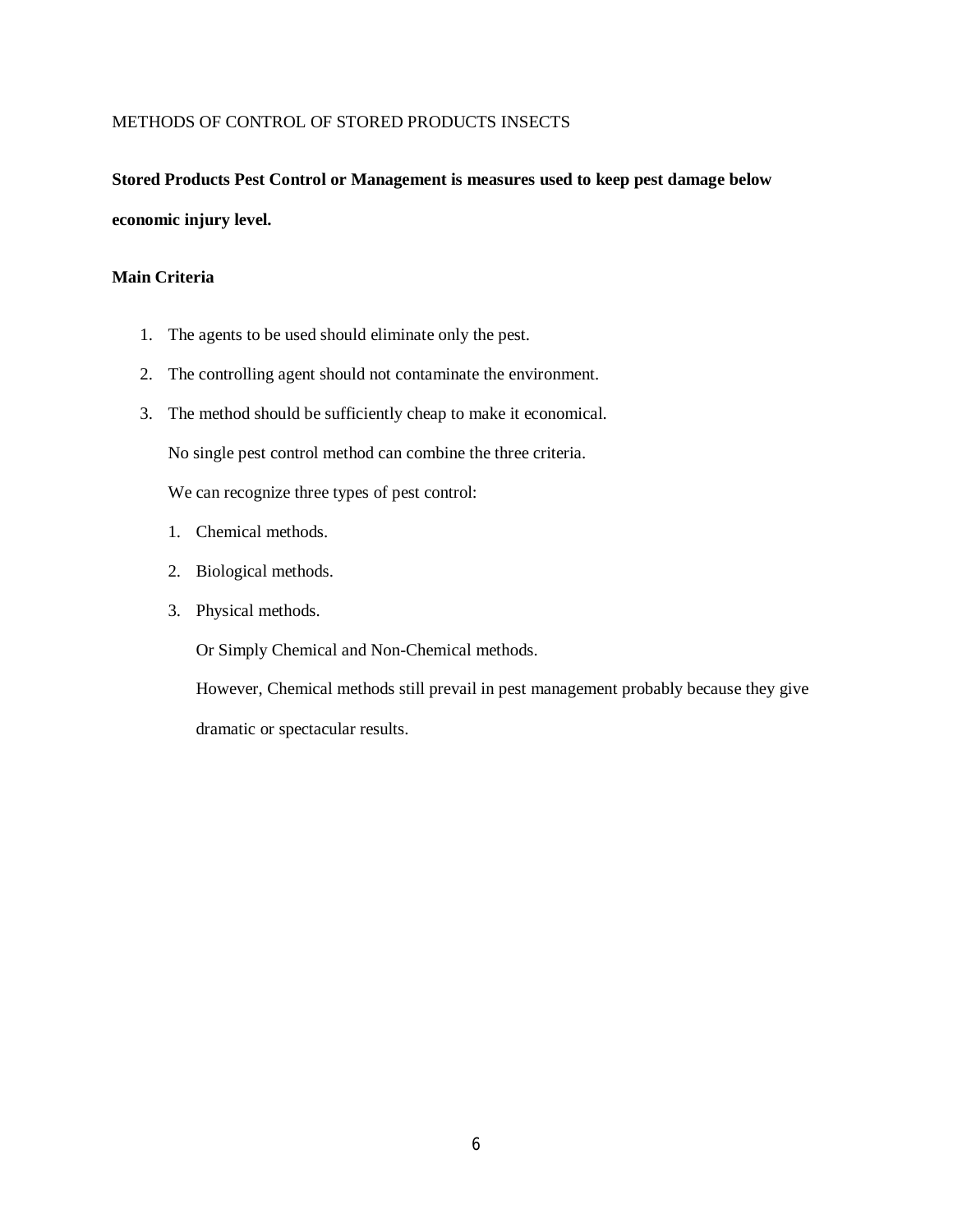METHODS OF CONTROL OF STORED PRODUCTS INSECTS

**Stored Products Pest Control or Management is measures used to keep pest damage below economic injury level.**

**Main Criteria**

1. The agents to be used should eliminate only the pest.
2. The controlling agent should not contaminate the environment.
3. The method should be sufficiently cheap to make it economical.

   No single pest control method can combine the three criteria.

   We can recognize three types of pest control:

   1. Chemical methods.
   2. Biological methods.
   3. Physical methods.

      Or Simply Chemical and Non-Chemical methods.

      However, Chemical methods still prevail in pest management probably because they give dramatic or spectacular results.